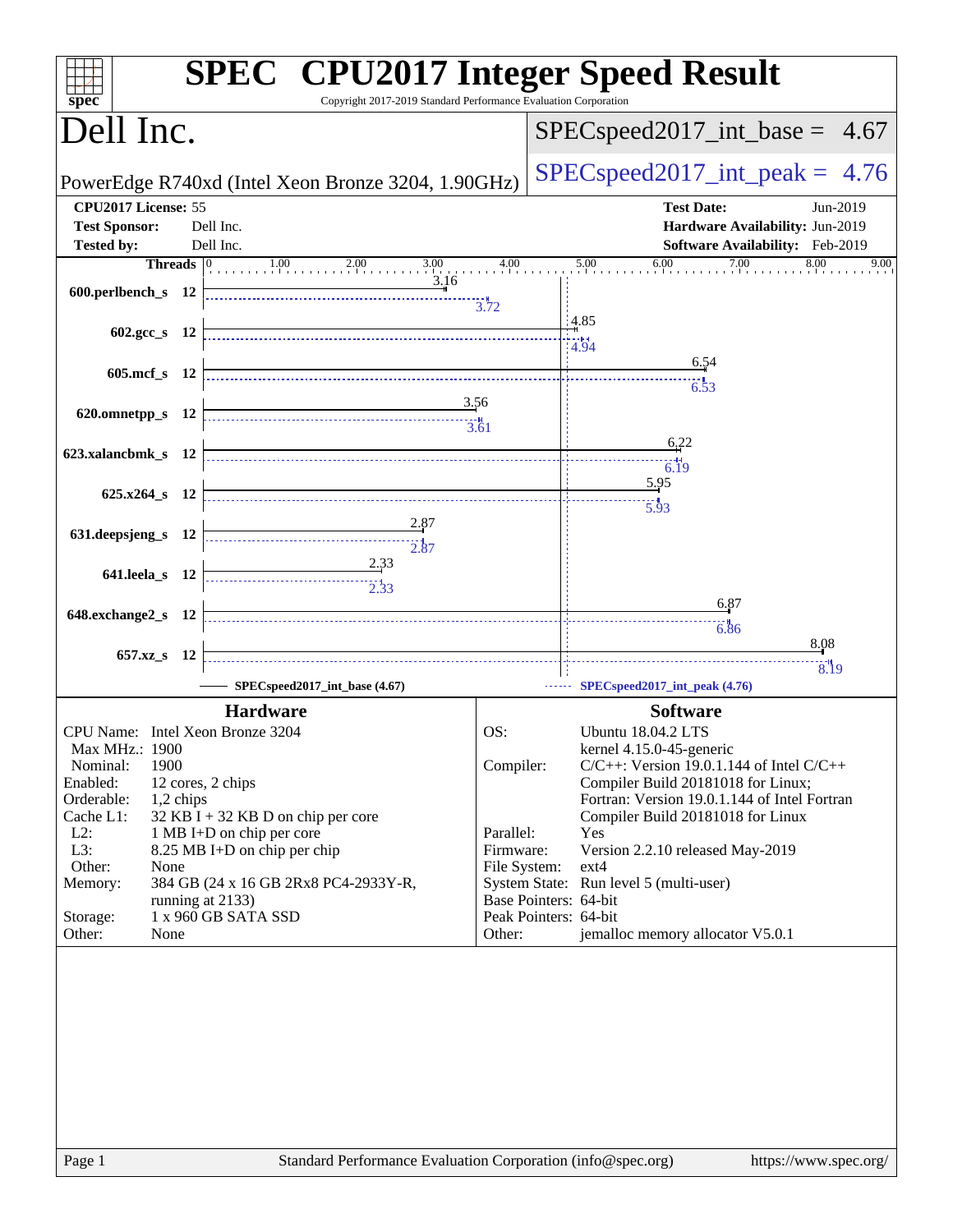# SPEC CPU2017 Integer Speed Result

Copyright 2017-2019 Standard Performance Evaluation Corporation

## Dell Inc.

PowerEdge R740xd (Intel Xeon Bronze 3204, 1.90GHz)

SPECspeed2017_int_base = 4.67

SPECspeed2017_int_peak = 4.76

**CPU2017 License:** 55
**Test Sponsor:** Dell Inc.
**Tested by:** Dell Inc.

**Test Date:** Jun-2019
**Hardware Availability:** Jun-2019
**Software Availability:** Feb-2019

| Benchmark | Threads | Base | Peak |
|---|---|---|---|
| 600.perlbench_s | 12 | 3.16 | 3.72 |
| 602.gcc_s | 12 | 4.85 | 4.94 |
| 605.mcf_s | 12 | 6.54 | 6.53 |
| 620.omnetpp_s | 12 | 3.56 | 3.61 |
| 623.xalancbmk_s | 12 | 6.22 | 6.19 |
| 625.x264_s | 12 | 5.95 | 5.93 |
| 631.deepsjeng_s | 12 | 2.87 | 2.87 |
| 641.leela_s | 12 | 2.33 | 2.33 |
| 648.exchange2_s | 12 | 6.87 | 6.86 |
| 657.xz_s | 12 | 8.08 | 8.19 |

SPECspeed2017_int_base (4.67) — SPECspeed2017_int_peak (4.76)

### Hardware

| | |
|---|---|
| CPU Name: | Intel Xeon Bronze 3204 |
| Max MHz.: | 1900 |
| Nominal: | 1900 |
| Enabled: | 12 cores, 2 chips |
| Orderable: | 1,2 chips |
| Cache L1: | 32 KB I + 32 KB D on chip per core |
| L2: | 1 MB I+D on chip per core |
| L3: | 8.25 MB I+D on chip per chip |
| Other: | None |
| Memory: | 384 GB (24 x 16 GB 2Rx8 PC4-2933Y-R, running at 2133) |
| Storage: | 1 x 960 GB SATA SSD |
| Other: | None |

### Software

| | |
|---|---|
| OS: | Ubuntu 18.04.2 LTS kernel 4.15.0-45-generic |
| Compiler: | C/C++: Version 19.0.1.144 of Intel C/C++ Compiler Build 20181018 for Linux; Fortran: Version 19.0.1.144 of Intel Fortran Compiler Build 20181018 for Linux |
| Parallel: | Yes |
| Firmware: | Version 2.2.10 released May-2019 |
| File System: | ext4 |
| System State: | Run level 5 (multi-user) |
| Base Pointers: | 64-bit |
| Peak Pointers: | 64-bit |
| Other: | jemalloc memory allocator V5.0.1 |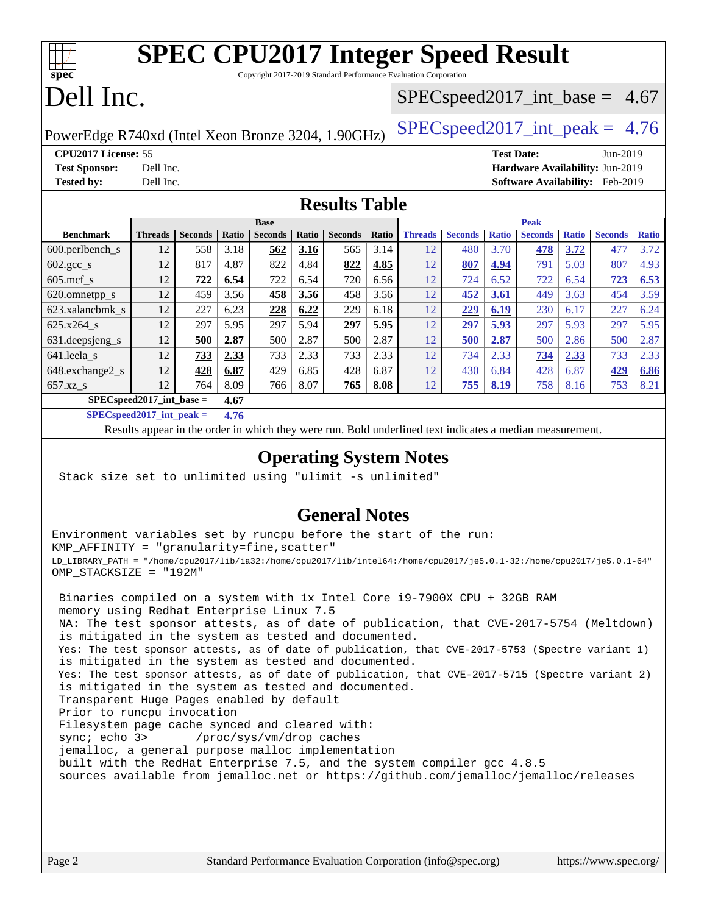# SPEC CPU2017 Integer Speed Result

Copyright 2017-2019 Standard Performance Evaluation Corporation

# Dell Inc.

PowerEdge R740xd (Intel Xeon Bronze 3204, 1.90GHz)

SPECspeed2017_int_base = 4.67

SPECspeed2017_int_peak = 4.76

**CPU2017 License:** 55
**Test Sponsor:** Dell Inc.
**Tested by:** Dell Inc.

**Test Date:** Jun-2019
**Hardware Availability:** Jun-2019
**Software Availability:** Feb-2019

## Results Table

| Benchmark | Base | | | | | | | Peak | | | | | | |
|---|---|---|---|---|---|---|---|---|---|---|---|---|---|---|
| | Threads | Seconds | Ratio | Seconds | Ratio | Seconds | Ratio | Threads | Seconds | Ratio | Seconds | Ratio | Seconds | Ratio |
| 600.perlbench_s | 12 | 558 | 3.18 | **562** | **3.16** | 565 | 3.14 | 12 | 480 | 3.70 | **478** | **3.72** | 477 | 3.72 |
| 602.gcc_s | 12 | 817 | 4.87 | 822 | 4.84 | **822** | **4.85** | 12 | **807** | **4.94** | 791 | 5.03 | 807 | 4.93 |
| 605.mcf_s | 12 | **722** | **6.54** | 722 | 6.54 | 720 | 6.56 | 12 | 724 | 6.52 | 722 | 6.54 | **723** | **6.53** |
| 620.omnetpp_s | 12 | 459 | 3.56 | **458** | **3.56** | 458 | 3.56 | 12 | **452** | **3.61** | 449 | 3.63 | 454 | 3.59 |
| 623.xalancbmk_s | 12 | 227 | 6.23 | **228** | **6.22** | 229 | 6.18 | 12 | **229** | **6.19** | 230 | 6.17 | 227 | 6.24 |
| 625.x264_s | 12 | 297 | 5.95 | 297 | 5.94 | **297** | **5.95** | 12 | **297** | **5.93** | 297 | 5.93 | 297 | 5.95 |
| 631.deepsjeng_s | 12 | **500** | **2.87** | 500 | 2.87 | 500 | 2.87 | 12 | **500** | **2.87** | 500 | 2.86 | 500 | 2.87 |
| 641.leela_s | 12 | **733** | **2.33** | 733 | 2.33 | 733 | 2.33 | 12 | 734 | 2.33 | **734** | **2.33** | 733 | 2.33 |
| 648.exchange2_s | 12 | **428** | **6.87** | 429 | 6.85 | 428 | 6.87 | 12 | 430 | 6.84 | 428 | 6.87 | **429** | **6.86** |
| 657.xz_s | 12 | 764 | 8.09 | 766 | 8.07 | **765** | **8.08** | 12 | **755** | **8.19** | 758 | 8.16 | 753 | 8.21 |

**SPECspeed2017_int_base = 4.67**

**SPECspeed2017_int_peak = 4.76**

Results appear in the order in which they were run. Bold underlined text indicates a median measurement.

## Operating System Notes

```
Stack size set to unlimited using "ulimit -s unlimited"
```

## General Notes

```
Environment variables set by runcpu before the start of the run:
KMP_AFFINITY = "granularity=fine,scatter"
LD_LIBRARY_PATH = "/home/cpu2017/lib/ia32:/home/cpu2017/lib/intel64:/home/cpu2017/je5.0.1-32:/home/cpu2017/je5.0.1-64"
OMP_STACKSIZE = "192M"

 Binaries compiled on a system with 1x Intel Core i9-7900X CPU + 32GB RAM
 memory using Redhat Enterprise Linux 7.5
 NA: The test sponsor attests, as of date of publication, that CVE-2017-5754 (Meltdown)
 is mitigated in the system as tested and documented.
 Yes: The test sponsor attests, as of date of publication, that CVE-2017-5753 (Spectre variant 1)
 is mitigated in the system as tested and documented.
 Yes: The test sponsor attests, as of date of publication, that CVE-2017-5715 (Spectre variant 2)
 is mitigated in the system as tested and documented.
 Transparent Huge Pages enabled by default
 Prior to runcpu invocation
 Filesystem page cache synced and cleared with:
 sync; echo 3>       /proc/sys/vm/drop_caches
 jemalloc, a general purpose malloc implementation
 built with the RedHat Enterprise 7.5, and the system compiler gcc 4.8.5
 sources available from jemalloc.net or https://github.com/jemalloc/jemalloc/releases
```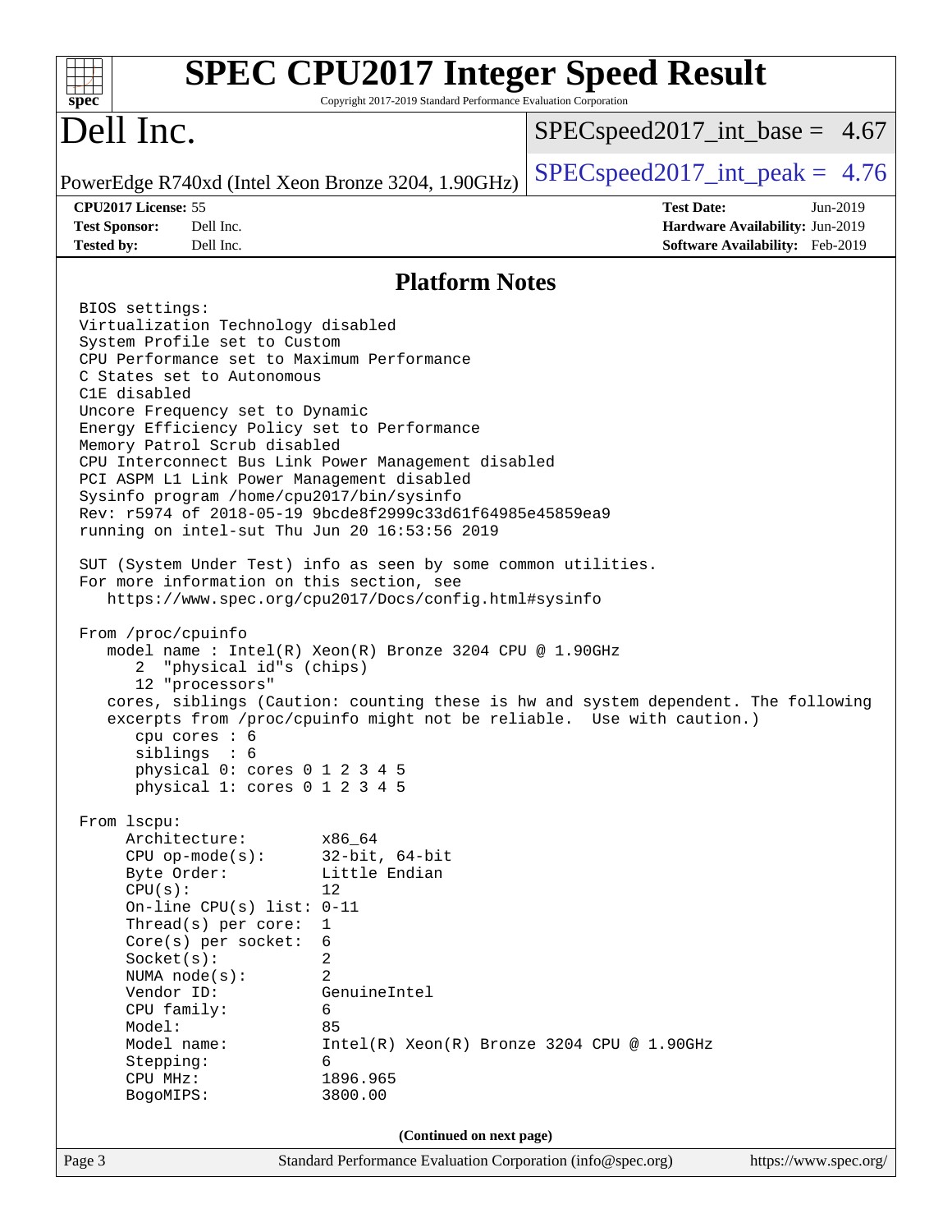## Platform Notes

```
BIOS settings:
Virtualization Technology disabled
System Profile set to Custom
CPU Performance set to Maximum Performance
C States set to Autonomous
C1E disabled
Uncore Frequency set to Dynamic
Energy Efficiency Policy set to Performance
Memory Patrol Scrub disabled
CPU Interconnect Bus Link Power Management disabled
PCI ASPM L1 Link Power Management disabled
Sysinfo program /home/cpu2017/bin/sysinfo
Rev: r5974 of 2018-05-19 9bcde8f2999c33d61f64985e45859ea9
running on intel-sut Thu Jun 20 16:53:56 2019

SUT (System Under Test) info as seen by some common utilities.
For more information on this section, see
   https://www.spec.org/cpu2017/Docs/config.html#sysinfo

From /proc/cpuinfo
   model name : Intel(R) Xeon(R) Bronze 3204 CPU @ 1.90GHz
      2  "physical id"s (chips)
      12 "processors"
   cores, siblings (Caution: counting these is hw and system dependent. The following
   excerpts from /proc/cpuinfo might not be reliable.  Use with caution.)
      cpu cores : 6
      siblings  : 6
      physical 0: cores 0 1 2 3 4 5
      physical 1: cores 0 1 2 3 4 5

From lscpu:
     Architecture:          x86_64
     CPU op-mode(s):        32-bit, 64-bit
     Byte Order:            Little Endian
     CPU(s):                12
     On-line CPU(s) list: 0-11
     Thread(s) per core:    1
     Core(s) per socket:    6
     Socket(s):             2
     NUMA node(s):          2
     Vendor ID:             GenuineIntel
     CPU family:            6
     Model:                 85
     Model name:            Intel(R) Xeon(R) Bronze 3204 CPU @ 1.90GHz
     Stepping:              6
     CPU MHz:               1896.965
     BogoMIPS:              3800.00
```

(Continued on next page)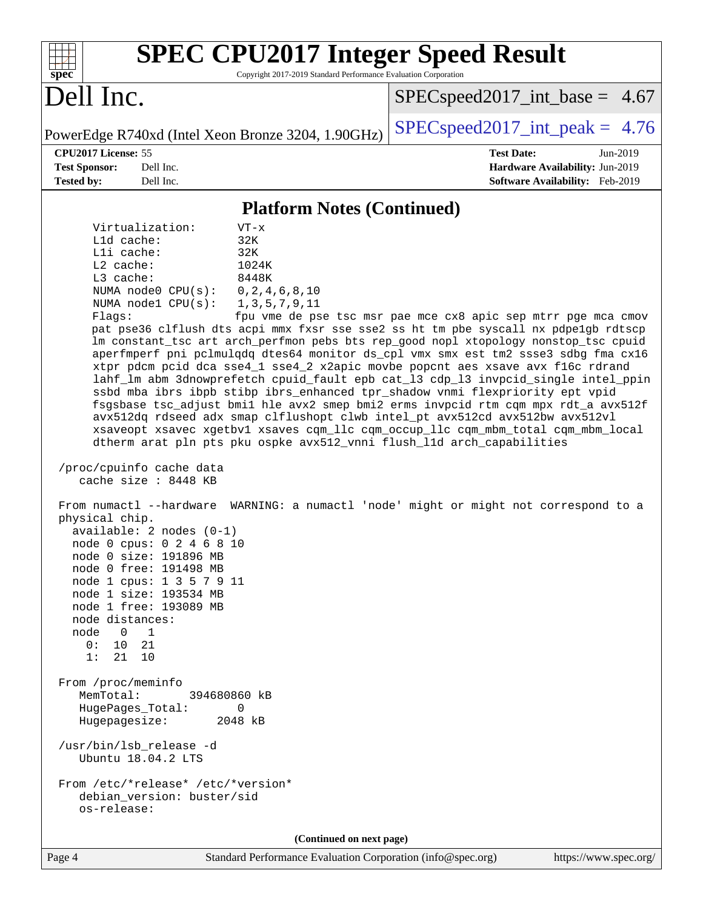## Platform Notes (Continued)

```
Virtualization:       VT-x
L1d cache:            32K
L1i cache:            32K
L2 cache:             1024K
L3 cache:             8448K
NUMA node0 CPU(s):    0,2,4,6,8,10
NUMA node1 CPU(s):    1,3,5,7,9,11
Flags:                fpu vme de pse tsc msr pae mce cx8 apic sep mtrr pge mca cmov
pat pse36 clflush dts acpi mmx fxsr sse sse2 ss ht tm pbe syscall nx pdpe1gb rdtscp
lm constant_tsc art arch_perfmon pebs bts rep_good nopl xtopology nonstop_tsc cpuid
aperfmperf pni pclmulqdq dtes64 monitor ds_cpl vmx smx est tm2 ssse3 sdbg fma cx16
xtpr pdcm pcid dca sse4_1 sse4_2 x2apic movbe popcnt aes xsave avx f16c rdrand
lahf_lm abm 3dnowprefetch cpuid_fault epb cat_l3 cdp_l3 invpcid_single intel_ppin
ssbd mba ibrs ibpb stibp ibrs_enhanced tpr_shadow vnmi flexpriority ept vpid
fsgsbase tsc_adjust bmi1 hle avx2 smep bmi2 erms invpcid rtm cqm mpx rdt_a avx512f
avx512dq rdseed adx smap clflushopt clwb intel_pt avx512cd avx512bw avx512vl
xsaveopt xsavec xgetbv1 xsaves cqm_llc cqm_occup_llc cqm_mbm_total cqm_mbm_local
dtherm arat pln pts pku ospke avx512_vnni flush_l1d arch_capabilities

/proc/cpuinfo cache data
   cache size : 8448 KB

From numactl --hardware  WARNING: a numactl 'node' might or might not correspond to a
physical chip.
  available: 2 nodes (0-1)
  node 0 cpus: 0 2 4 6 8 10
  node 0 size: 191896 MB
  node 0 free: 191498 MB
  node 1 cpus: 1 3 5 7 9 11
  node 1 size: 193534 MB
  node 1 free: 193089 MB
  node distances:
  node   0   1
    0:  10  21
    1:  21  10

From /proc/meminfo
   MemTotal:       394680860 kB
   HugePages_Total:       0
   Hugepagesize:       2048 kB

/usr/bin/lsb_release -d
   Ubuntu 18.04.2 LTS

From /etc/*release* /etc/*version*
   debian_version: buster/sid
   os-release:
```

(Continued on next page)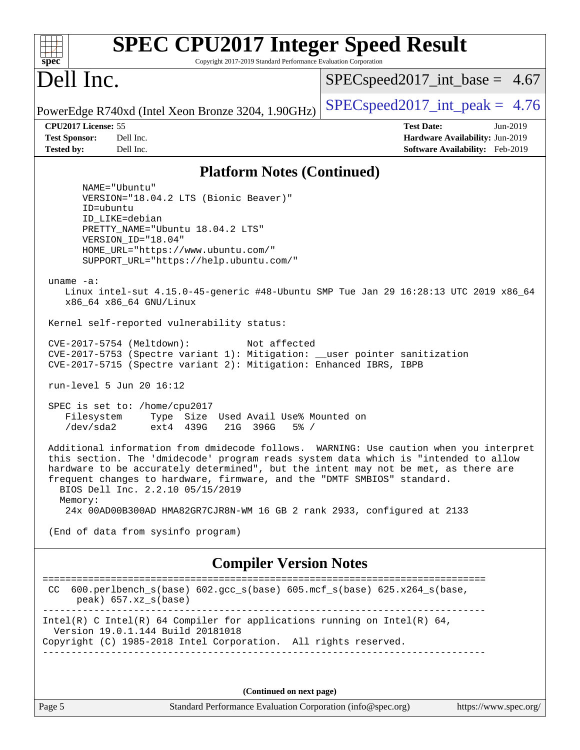## Platform Notes (Continued)

```
      NAME="Ubuntu"
      VERSION="18.04.2 LTS (Bionic Beaver)"
      ID=ubuntu
      ID_LIKE=debian
      PRETTY_NAME="Ubuntu 18.04.2 LTS"
      VERSION_ID="18.04"
      HOME_URL="https://www.ubuntu.com/"
      SUPPORT_URL="https://help.ubuntu.com/"

 uname -a:
    Linux intel-sut 4.15.0-45-generic #48-Ubuntu SMP Tue Jan 29 16:28:13 UTC 2019 x86_64
    x86_64 x86_64 GNU/Linux

 Kernel self-reported vulnerability status:

 CVE-2017-5754 (Meltdown):          Not affected
 CVE-2017-5753 (Spectre variant 1): Mitigation: __user pointer sanitization
 CVE-2017-5715 (Spectre variant 2): Mitigation: Enhanced IBRS, IBPB

 run-level 5 Jun 20 16:12

 SPEC is set to: /home/cpu2017
    Filesystem     Type  Size  Used Avail Use% Mounted on
    /dev/sda2      ext4  439G   21G  396G   5% /

 Additional information from dmidecode follows.  WARNING: Use caution when you interpret
 this section. The 'dmidecode' program reads system data which is "intended to allow
 hardware to be accurately determined", but the intent may not be met, as there are
 frequent changes to hardware, firmware, and the "DMTF SMBIOS" standard.
   BIOS Dell Inc. 2.2.10 05/15/2019
   Memory:
     24x 00AD00B300AD HMA82GR7CJR8N-WM 16 GB 2 rank 2933, configured at 2133

 (End of data from sysinfo program)
```

## Compiler Version Notes

```
==============================================================================
 CC  600.perlbench_s(base) 602.gcc_s(base) 605.mcf_s(base) 625.x264_s(base,
      peak) 657.xz_s(base)
------------------------------------------------------------------------------
Intel(R) C Intel(R) 64 Compiler for applications running on Intel(R) 64,
  Version 19.0.1.144 Build 20181018
Copyright (C) 1985-2018 Intel Corporation.  All rights reserved.
------------------------------------------------------------------------------
```

(Continued on next page)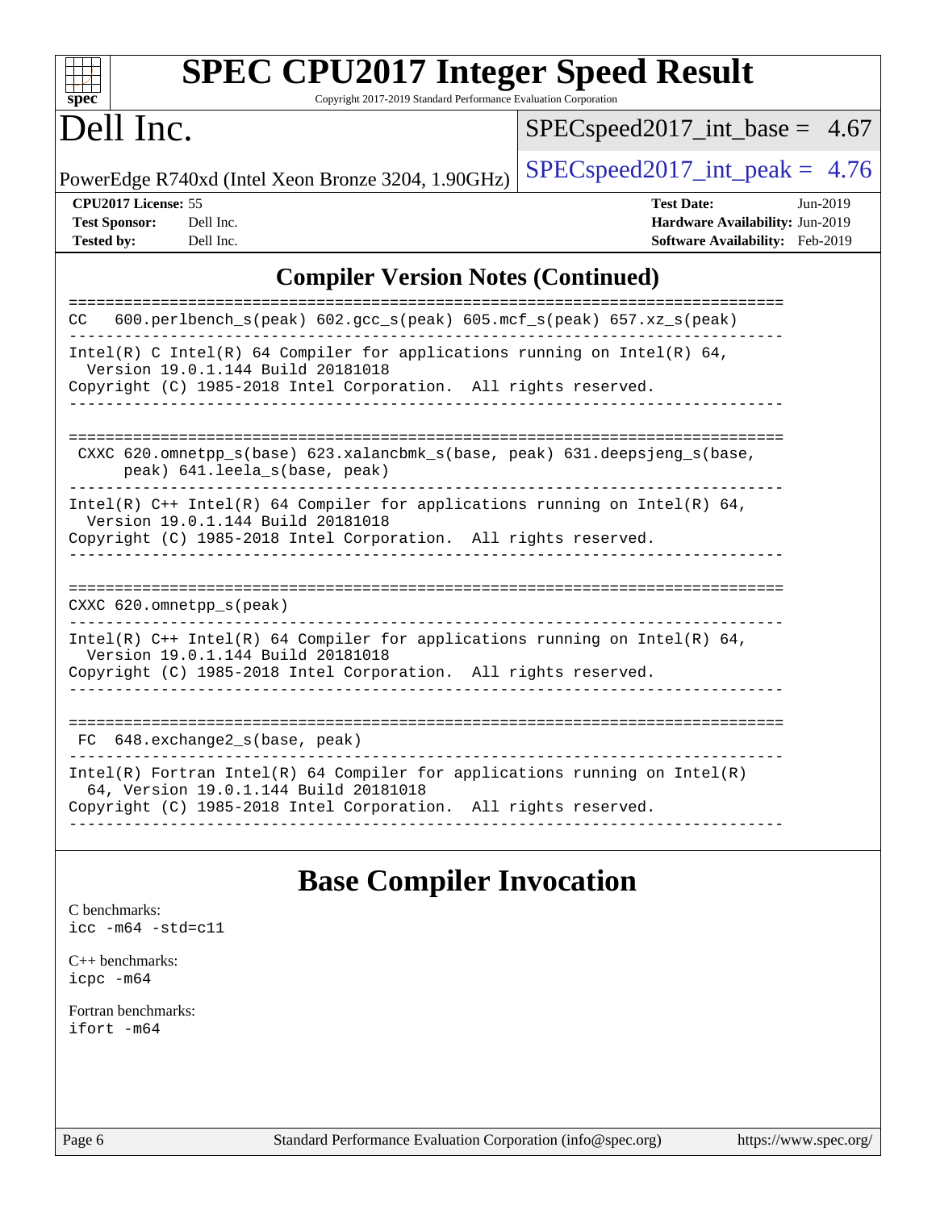## Compiler Version Notes (Continued)

```
==============================================================================
CC  600.perlbench_s(peak) 602.gcc_s(peak) 605.mcf_s(peak) 657.xz_s(peak)
------------------------------------------------------------------------------
Intel(R) C Intel(R) 64 Compiler for applications running on Intel(R) 64,
  Version 19.0.1.144 Build 20181018
Copyright (C) 1985-2018 Intel Corporation.  All rights reserved.
------------------------------------------------------------------------------

==============================================================================
 CXXC 620.omnetpp_s(base) 623.xalancbmk_s(base, peak) 631.deepsjeng_s(base,
      peak) 641.leela_s(base, peak)
------------------------------------------------------------------------------
Intel(R) C++ Intel(R) 64 Compiler for applications running on Intel(R) 64,
  Version 19.0.1.144 Build 20181018
Copyright (C) 1985-2018 Intel Corporation.  All rights reserved.
------------------------------------------------------------------------------

==============================================================================
CXXC 620.omnetpp_s(peak)
------------------------------------------------------------------------------
Intel(R) C++ Intel(R) 64 Compiler for applications running on Intel(R) 64,
  Version 19.0.1.144 Build 20181018
Copyright (C) 1985-2018 Intel Corporation.  All rights reserved.
------------------------------------------------------------------------------

==============================================================================
 FC  648.exchange2_s(base, peak)
------------------------------------------------------------------------------
Intel(R) Fortran Intel(R) 64 Compiler for applications running on Intel(R)
  64, Version 19.0.1.144 Build 20181018
Copyright (C) 1985-2018 Intel Corporation.  All rights reserved.
------------------------------------------------------------------------------
```

# Base Compiler Invocation

C benchmarks:
icc -m64 -std=c11

C++ benchmarks:
icpc -m64

Fortran benchmarks:
ifort -m64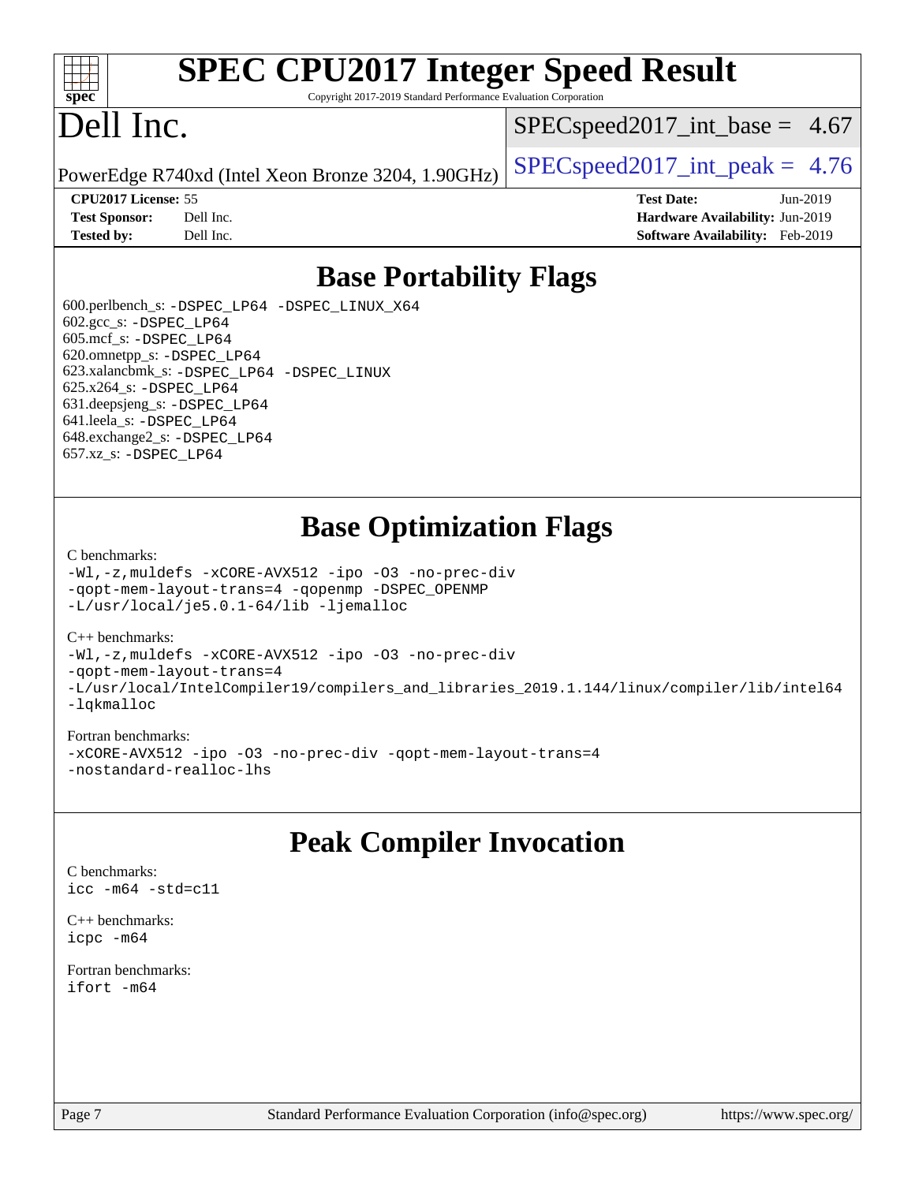# SPEC CPU2017 Integer Speed Result

Copyright 2017-2019 Standard Performance Evaluation Corporation

# Dell Inc.

PowerEdge R740xd (Intel Xeon Bronze 3204, 1.90GHz)

SPECspeed2017_int_base = 4.67

SPECspeed2017_int_peak = 4.76

**CPU2017 License:** 55
**Test Sponsor:** Dell Inc.
**Tested by:** Dell Inc.

**Test Date:** Jun-2019
**Hardware Availability:** Jun-2019
**Software Availability:** Feb-2019

## Base Portability Flags

600.perlbench_s: -DSPEC_LP64 -DSPEC_LINUX_X64
602.gcc_s: -DSPEC_LP64
605.mcf_s: -DSPEC_LP64
620.omnetpp_s: -DSPEC_LP64
623.xalancbmk_s: -DSPEC_LP64 -DSPEC_LINUX
625.x264_s: -DSPEC_LP64
631.deepsjeng_s: -DSPEC_LP64
641.leela_s: -DSPEC_LP64
648.exchange2_s: -DSPEC_LP64
657.xz_s: -DSPEC_LP64

## Base Optimization Flags

C benchmarks:
```
-Wl,-z,muldefs -xCORE-AVX512 -ipo -O3 -no-prec-div
-qopt-mem-layout-trans=4 -qopenmp -DSPEC_OPENMP
-L/usr/local/je5.0.1-64/lib -ljemalloc
```

C++ benchmarks:
```
-Wl,-z,muldefs -xCORE-AVX512 -ipo -O3 -no-prec-div
-qopt-mem-layout-trans=4
-L/usr/local/IntelCompiler19/compilers_and_libraries_2019.1.144/linux/compiler/lib/intel64
-lqkmalloc
```

Fortran benchmarks:
```
-xCORE-AVX512 -ipo -O3 -no-prec-div -qopt-mem-layout-trans=4
-nostandard-realloc-lhs
```

## Peak Compiler Invocation

C benchmarks:
```
icc -m64 -std=c11
```

C++ benchmarks:
```
icpc -m64
```

Fortran benchmarks:
```
ifort -m64
```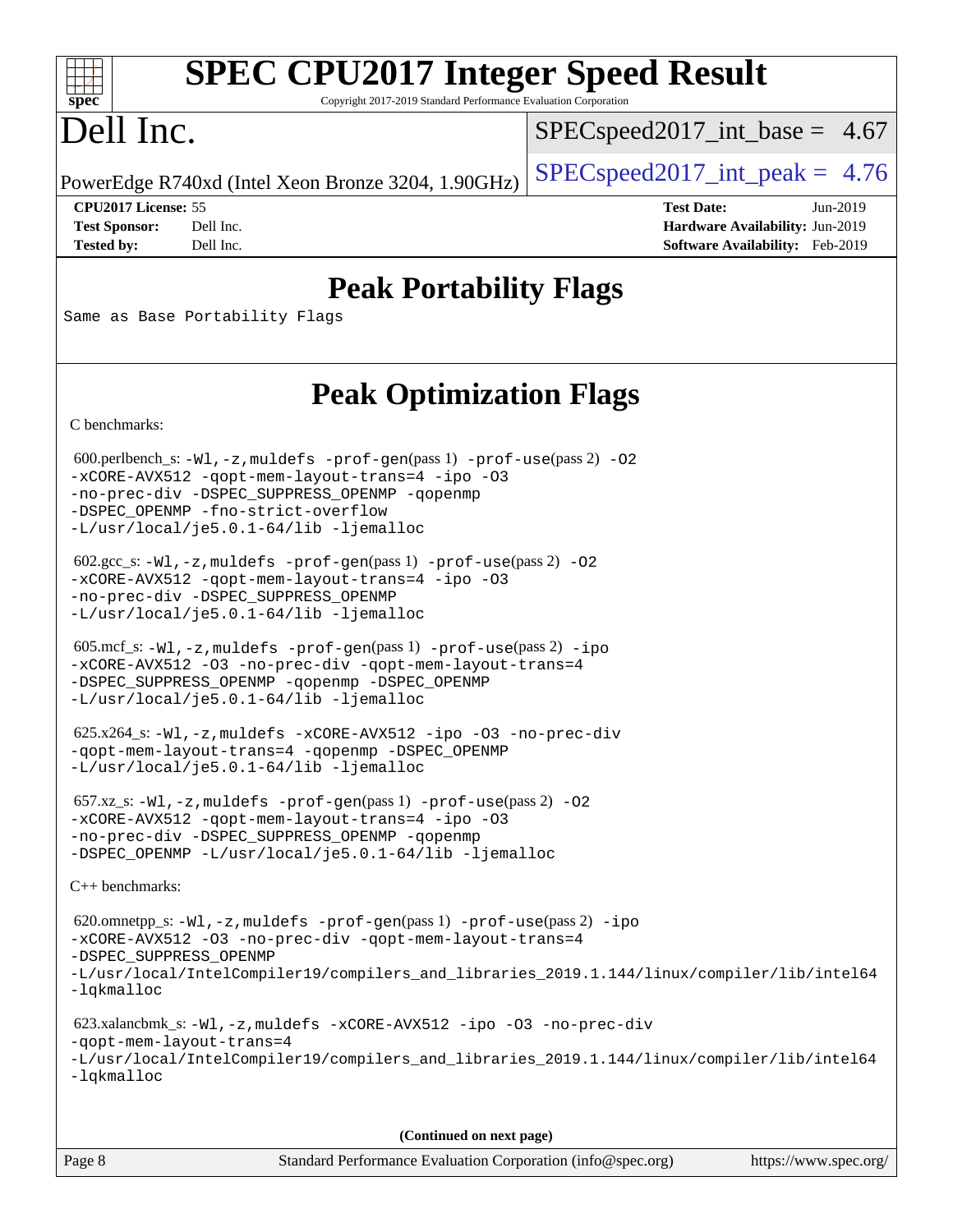# Peak Portability Flags

Same as Base Portability Flags

# Peak Optimization Flags

C benchmarks:

600.perlbench_s: -Wl,-z,muldefs -prof-gen(pass 1) -prof-use(pass 2) -O2 -xCORE-AVX512 -qopt-mem-layout-trans=4 -ipo -O3 -no-prec-div -DSPEC_SUPPRESS_OPENMP -qopenmp -DSPEC_OPENMP -fno-strict-overflow -L/usr/local/je5.0.1-64/lib -ljemalloc

602.gcc_s: -Wl,-z,muldefs -prof-gen(pass 1) -prof-use(pass 2) -O2 -xCORE-AVX512 -qopt-mem-layout-trans=4 -ipo -O3 -no-prec-div -DSPEC_SUPPRESS_OPENMP -L/usr/local/je5.0.1-64/lib -ljemalloc

605.mcf_s: -Wl,-z,muldefs -prof-gen(pass 1) -prof-use(pass 2) -ipo -xCORE-AVX512 -O3 -no-prec-div -qopt-mem-layout-trans=4 -DSPEC_SUPPRESS_OPENMP -qopenmp -DSPEC_OPENMP -L/usr/local/je5.0.1-64/lib -ljemalloc

625.x264_s: -Wl,-z,muldefs -xCORE-AVX512 -ipo -O3 -no-prec-div -qopt-mem-layout-trans=4 -qopenmp -DSPEC_OPENMP -L/usr/local/je5.0.1-64/lib -ljemalloc

657.xz_s: -Wl,-z,muldefs -prof-gen(pass 1) -prof-use(pass 2) -O2 -xCORE-AVX512 -qopt-mem-layout-trans=4 -ipo -O3 -no-prec-div -DSPEC_SUPPRESS_OPENMP -qopenmp -DSPEC_OPENMP -L/usr/local/je5.0.1-64/lib -ljemalloc

C++ benchmarks:

620.omnetpp_s: -Wl,-z,muldefs -prof-gen(pass 1) -prof-use(pass 2) -ipo -xCORE-AVX512 -O3 -no-prec-div -qopt-mem-layout-trans=4 -DSPEC_SUPPRESS_OPENMP -L/usr/local/IntelCompiler19/compilers_and_libraries_2019.1.144/linux/compiler/lib/intel64 -lqkmalloc

623.xalancbmk_s: -Wl,-z,muldefs -xCORE-AVX512 -ipo -O3 -no-prec-div -qopt-mem-layout-trans=4 -L/usr/local/IntelCompiler19/compilers_and_libraries_2019.1.144/linux/compiler/lib/intel64 -lqkmalloc

(Continued on next page)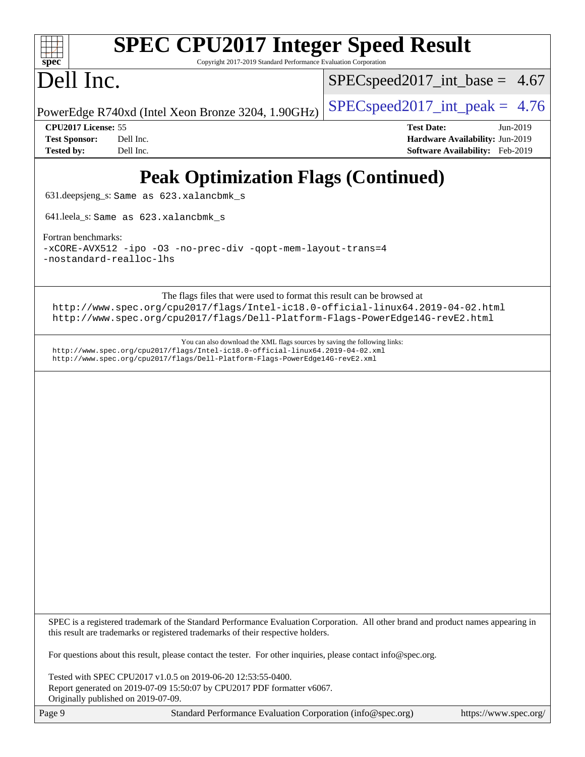# Peak Optimization Flags (Continued)

631.deepsjeng_s: Same as 623.xalancbmk_s

641.leela_s: Same as 623.xalancbmk_s

Fortran benchmarks:

-xCORE-AVX512 -ipo -O3 -no-prec-div -qopt-mem-layout-trans=4 -nostandard-realloc-lhs

The flags files that were used to format this result can be browsed at

http://www.spec.org/cpu2017/flags/Intel-ic18.0-official-linux64.2019-04-02.html
http://www.spec.org/cpu2017/flags/Dell-Platform-Flags-PowerEdge14G-revE2.html

You can also download the XML flags sources by saving the following links:

http://www.spec.org/cpu2017/flags/Intel-ic18.0-official-linux64.2019-04-02.xml
http://www.spec.org/cpu2017/flags/Dell-Platform-Flags-PowerEdge14G-revE2.xml

SPEC is a registered trademark of the Standard Performance Evaluation Corporation. All other brand and product names appearing in this result are trademarks or registered trademarks of their respective holders.

For questions about this result, please contact the tester. For other inquiries, please contact info@spec.org.

Tested with SPEC CPU2017 v1.0.5 on 2019-06-20 12:53:55-0400.
Report generated on 2019-07-09 15:50:07 by CPU2017 PDF formatter v6067.
Originally published on 2019-07-09.